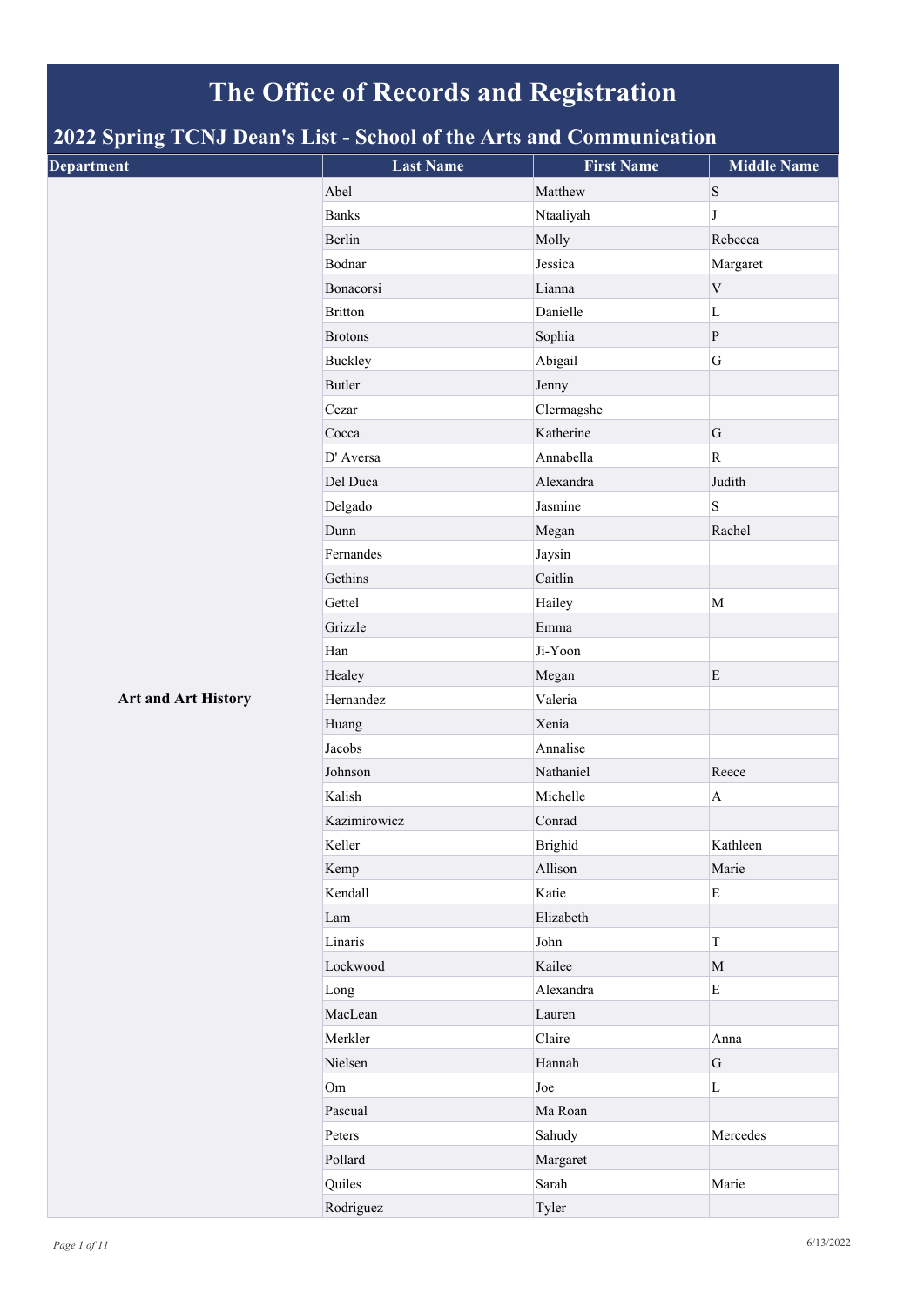# The Office of Records and Registration

## 2022 Spring TCNJ Dean's List - School of the Arts and Communication

| Department | Last Name | First Name | Middle Name |
|---|---|---|---|
| Art and Art History | Abel | Matthew | S |
| | Banks | Ntaaliyah | J |
| | Berlin | Molly | Rebecca |
| | Bodnar | Jessica | Margaret |
| | Bonacorsi | Lianna | V |
| | Britton | Danielle | L |
| | Brotons | Sophia | P |
| | Buckley | Abigail | G |
| | Butler | Jenny | |
| | Cezar | Clermagshe | |
| | Cocca | Katherine | G |
| | D' Aversa | Annabella | R |
| | Del Duca | Alexandra | Judith |
| | Delgado | Jasmine | S |
| | Dunn | Megan | Rachel |
| | Fernandes | Jaysin | |
| | Gethins | Caitlin | |
| | Gettel | Hailey | M |
| | Grizzle | Emma | |
| | Han | Ji-Yoon | |
| | Healey | Megan | E |
| | Hernandez | Valeria | |
| | Huang | Xenia | |
| | Jacobs | Annalise | |
| | Johnson | Nathaniel | Reece |
| | Kalish | Michelle | A |
| | Kazimirowicz | Conrad | |
| | Keller | Brighid | Kathleen |
| | Kemp | Allison | Marie |
| | Kendall | Katie | E |
| | Lam | Elizabeth | |
| | Linaris | John | T |
| | Lockwood | Kailee | M |
| | Long | Alexandra | E |
| | MacLean | Lauren | |
| | Merkler | Claire | Anna |
| | Nielsen | Hannah | G |
| | Om | Joe | L |
| | Pascual | Ma Roan | |
| | Peters | Sahudy | Mercedes |
| | Pollard | Margaret | |
| | Quiles | Sarah | Marie |
| | Rodriguez | Tyler | |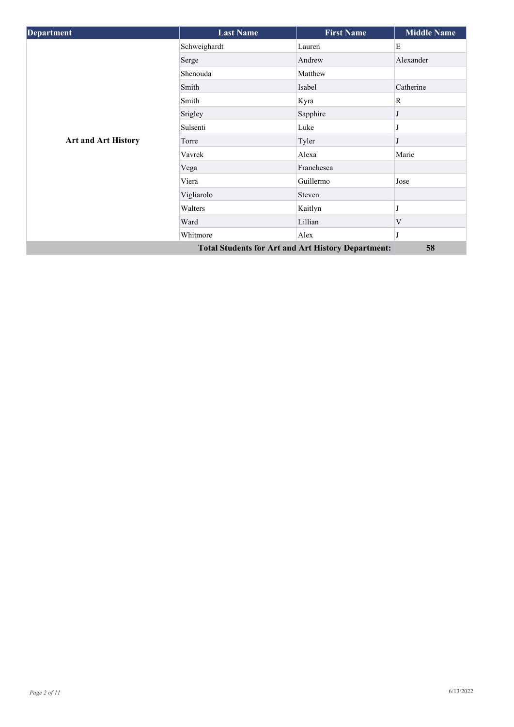| Department | Last Name | First Name | Middle Name |
|---|---|---|---|
| Art and Art History | Schweighardt | Lauren | E |
| | Serge | Andrew | Alexander |
| | Shenouda | Matthew | |
| | Smith | Isabel | Catherine |
| | Smith | Kyra | R |
| | Srigley | Sapphire | J |
| | Sulsenti | Luke | J |
| | Torre | Tyler | J |
| | Vavrek | Alexa | Marie |
| | Vega | Franchesca | |
| | Viera | Guillermo | Jose |
| | Vigliarolo | Steven | |
| | Walters | Kaitlyn | J |
| | Ward | Lillian | V |
| | Whitmore | Alex | J |
| **Total Students for Art and Art History Department:** | | | **58** |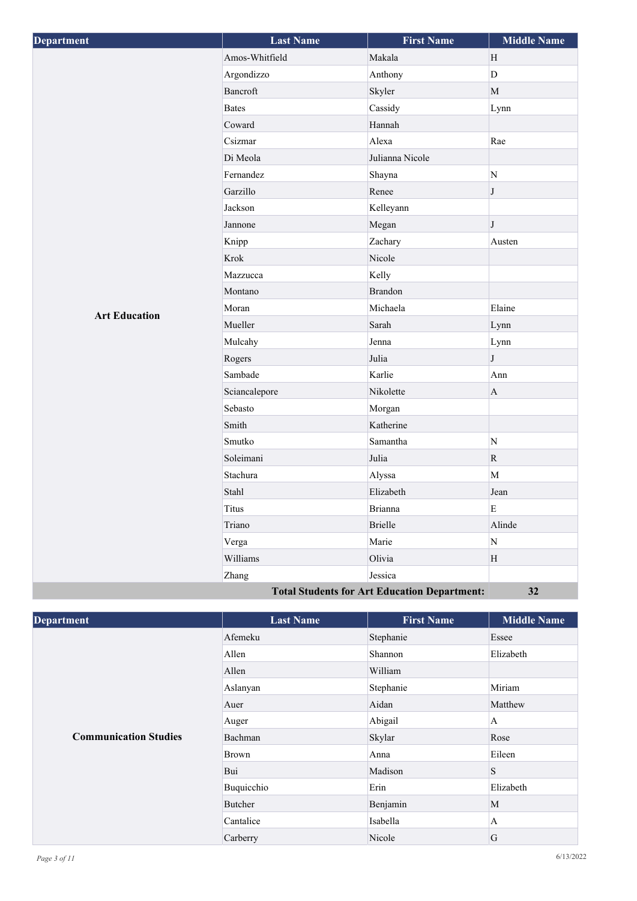| Department | Last Name | First Name | Middle Name |
|---|---|---|---|
| **Art Education** | Amos-Whitfield | Makala | H |
| | Argondizzo | Anthony | D |
| | Bancroft | Skyler | M |
| | Bates | Cassidy | Lynn |
| | Coward | Hannah | |
| | Csizmar | Alexa | Rae |
| | Di Meola | Julianna Nicole | |
| | Fernandez | Shayna | N |
| | Garzillo | Renee | J |
| | Jackson | Kelleyann | |
| | Jannone | Megan | J |
| | Knipp | Zachary | Austen |
| | Krok | Nicole | |
| | Mazzucca | Kelly | |
| | Montano | Brandon | |
| | Moran | Michaela | Elaine |
| | Mueller | Sarah | Lynn |
| | Mulcahy | Jenna | Lynn |
| | Rogers | Julia | J |
| | Sambade | Karlie | Ann |
| | Sciancalepore | Nikolette | A |
| | Sebasto | Morgan | |
| | Smith | Katherine | |
| | Smutko | Samantha | N |
| | Soleimani | Julia | R |
| | Stachura | Alyssa | M |
| | Stahl | Elizabeth | Jean |
| | Titus | Brianna | E |
| | Triano | Brielle | Alinde |
| | Verga | Marie | N |
| | Williams | Olivia | H |
| | Zhang | Jessica | |
| | | **Total Students for Art Education Department:** | **32** |

| Department | Last Name | First Name | Middle Name |
|---|---|---|---|
| **Communication Studies** | Afemeku | Stephanie | Essee |
| | Allen | Shannon | Elizabeth |
| | Allen | William | |
| | Aslanyan | Stephanie | Miriam |
| | Auer | Aidan | Matthew |
| | Auger | Abigail | A |
| | Bachman | Skylar | Rose |
| | Brown | Anna | Eileen |
| | Bui | Madison | S |
| | Buquicchio | Erin | Elizabeth |
| | Butcher | Benjamin | M |
| | Cantalice | Isabella | A |
| | Carberry | Nicole | G |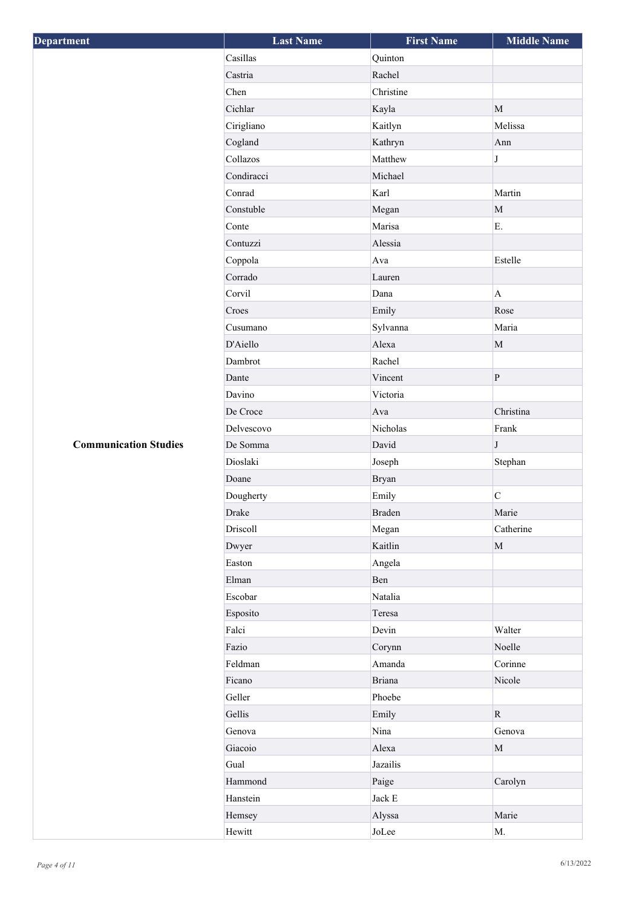| Department | Last Name | First Name | Middle Name |
|---|---|---|---|
| Communication Studies | Casillas | Quinton | |
| | Castria | Rachel | |
| | Chen | Christine | |
| | Cichlar | Kayla | M |
| | Cirigliano | Kaitlyn | Melissa |
| | Cogland | Kathryn | Ann |
| | Collazos | Matthew | J |
| | Condiracci | Michael | |
| | Conrad | Karl | Martin |
| | Constuble | Megan | M |
| | Conte | Marisa | E. |
| | Contuzzi | Alessia | |
| | Coppola | Ava | Estelle |
| | Corrado | Lauren | |
| | Corvil | Dana | A |
| | Croes | Emily | Rose |
| | Cusumano | Sylvanna | Maria |
| | D'Aiello | Alexa | M |
| | Dambrot | Rachel | |
| | Dante | Vincent | P |
| | Davino | Victoria | |
| | De Croce | Ava | Christina |
| | Delvescovo | Nicholas | Frank |
| | De Somma | David | J |
| | Dioslaki | Joseph | Stephan |
| | Doane | Bryan | |
| | Dougherty | Emily | C |
| | Drake | Braden | Marie |
| | Driscoll | Megan | Catherine |
| | Dwyer | Kaitlin | M |
| | Easton | Angela | |
| | Elman | Ben | |
| | Escobar | Natalia | |
| | Esposito | Teresa | |
| | Falci | Devin | Walter |
| | Fazio | Corynn | Noelle |
| | Feldman | Amanda | Corinne |
| | Ficano | Briana | Nicole |
| | Geller | Phoebe | |
| | Gellis | Emily | R |
| | Genova | Nina | Genova |
| | Giacoio | Alexa | M |
| | Gual | Jazailis | |
| | Hammond | Paige | Carolyn |
| | Hanstein | Jack E | |
| | Hemsey | Alyssa | Marie |
| | Hewitt | JoLee | M. |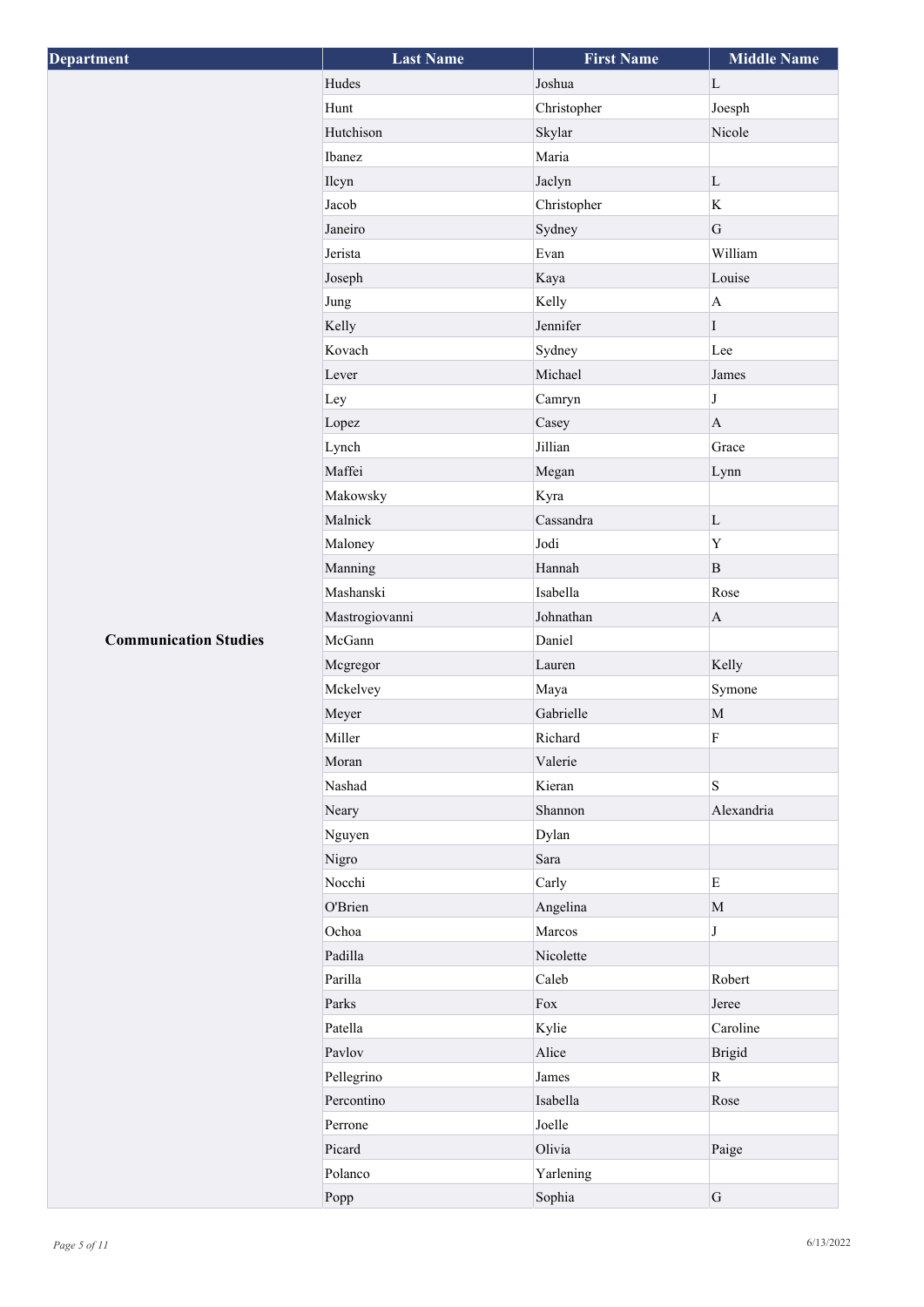| Department | Last Name | First Name | Middle Name |
| --- | --- | --- | --- |
| | Hudes | Joshua | L |
| | Hunt | Christopher | Joesph |
| | Hutchison | Skylar | Nicole |
| | Ibanez | Maria | |
| | Ilcyn | Jaclyn | L |
| | Jacob | Christopher | K |
| | Janeiro | Sydney | G |
| | Jerista | Evan | William |
| | Joseph | Kaya | Louise |
| | Jung | Kelly | A |
| | Kelly | Jennifer | I |
| | Kovach | Sydney | Lee |
| | Lever | Michael | James |
| | Ley | Camryn | J |
| | Lopez | Casey | A |
| | Lynch | Jillian | Grace |
| | Maffei | Megan | Lynn |
| | Makowsky | Kyra | |
| | Malnick | Cassandra | L |
| | Maloney | Jodi | Y |
| | Manning | Hannah | B |
| | Mashanski | Isabella | Rose |
| | Mastrogiovanni | Johnathan | A |
| **Communication Studies** | McGann | Daniel | |
| | Mcgregor | Lauren | Kelly |
| | Mckelvey | Maya | Symone |
| | Meyer | Gabrielle | M |
| | Miller | Richard | F |
| | Moran | Valerie | |
| | Nashad | Kieran | S |
| | Neary | Shannon | Alexandria |
| | Nguyen | Dylan | |
| | Nigro | Sara | |
| | Nocchi | Carly | E |
| | O'Brien | Angelina | M |
| | Ochoa | Marcos | J |
| | Padilla | Nicolette | |
| | Parilla | Caleb | Robert |
| | Parks | Fox | Jeree |
| | Patella | Kylie | Caroline |
| | Pavlov | Alice | Brigid |
| | Pellegrino | James | R |
| | Percontino | Isabella | Rose |
| | Perrone | Joelle | |
| | Picard | Olivia | Paige |
| | Polanco | Yarlening | |
| | Popp | Sophia | G |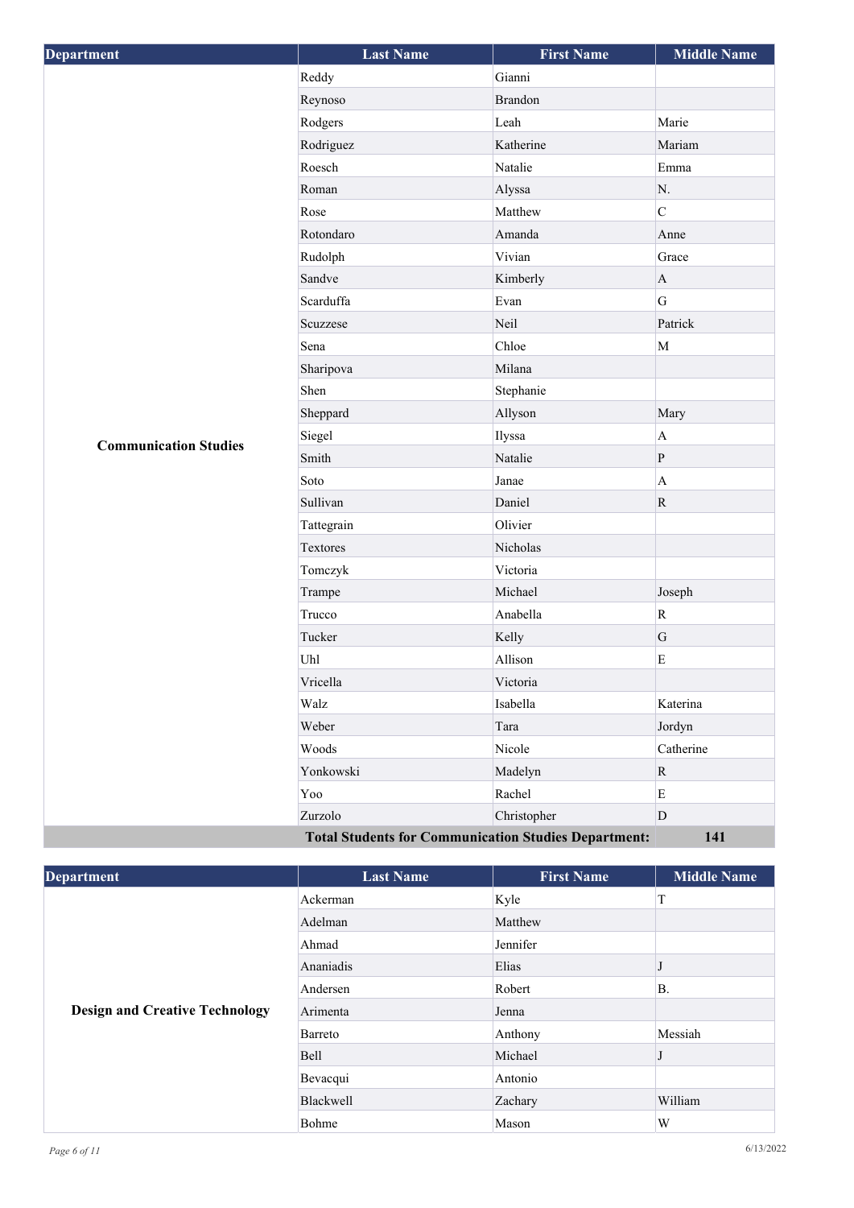| Department | Last Name | First Name | Middle Name |
|---|---|---|---|
| Communication Studies | Reddy | Gianni | |
| | Reynoso | Brandon | |
| | Rodgers | Leah | Marie |
| | Rodriguez | Katherine | Mariam |
| | Roesch | Natalie | Emma |
| | Roman | Alyssa | N. |
| | Rose | Matthew | C |
| | Rotondaro | Amanda | Anne |
| | Rudolph | Vivian | Grace |
| | Sandve | Kimberly | A |
| | Scarduffa | Evan | G |
| | Scuzzese | Neil | Patrick |
| | Sena | Chloe | M |
| | Sharipova | Milana | |
| | Shen | Stephanie | |
| | Sheppard | Allyson | Mary |
| | Siegel | Ilyssa | A |
| | Smith | Natalie | P |
| | Soto | Janae | A |
| | Sullivan | Daniel | R |
| | Tattegrain | Olivier | |
| | Textores | Nicholas | |
| | Tomczyk | Victoria | |
| | Trampe | Michael | Joseph |
| | Trucco | Anabella | R |
| | Tucker | Kelly | G |
| | Uhl | Allison | E |
| | Vricella | Victoria | |
| | Walz | Isabella | Katerina |
| | Weber | Tara | Jordyn |
| | Woods | Nicole | Catherine |
| | Yonkowski | Madelyn | R |
| | Yoo | Rachel | E |
| | Zurzolo | Christopher | D |
| | **Total Students for Communication Studies Department:** | | **141** |

| Department | Last Name | First Name | Middle Name |
|---|---|---|---|
| Design and Creative Technology | Ackerman | Kyle | T |
| | Adelman | Matthew | |
| | Ahmad | Jennifer | |
| | Ananiadis | Elias | J |
| | Andersen | Robert | B. |
| | Arimenta | Jenna | |
| | Barreto | Anthony | Messiah |
| | Bell | Michael | J |
| | Bevacqui | Antonio | |
| | Blackwell | Zachary | William |
| | Bohme | Mason | W |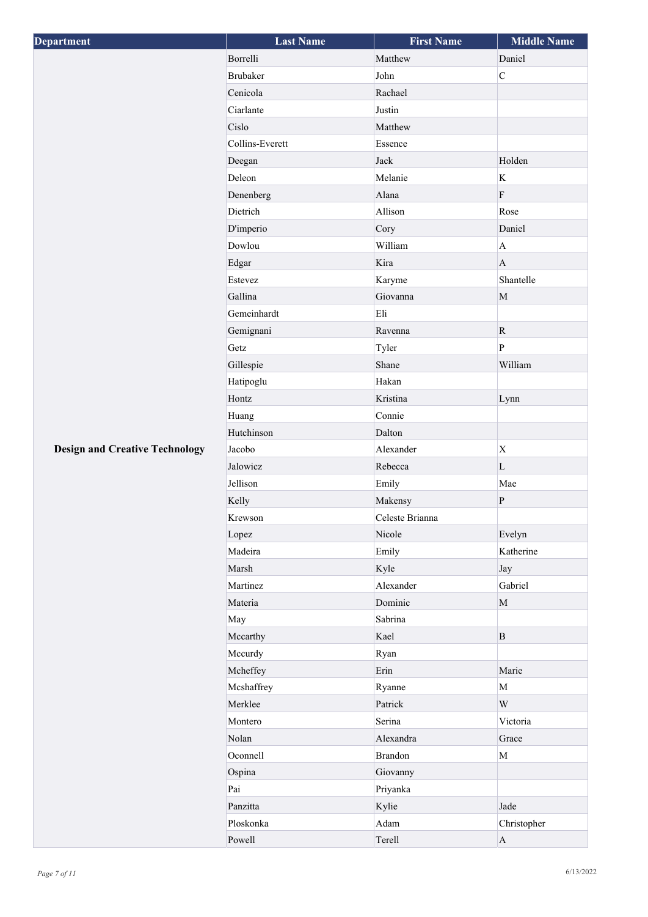| Department | Last Name | First Name | Middle Name |
| --- | --- | --- | --- |
| Design and Creative Technology | Borrelli | Matthew | Daniel |
| | Brubaker | John | C |
| | Cenicola | Rachael | |
| | Ciarlante | Justin | |
| | Cislo | Matthew | |
| | Collins-Everett | Essence | |
| | Deegan | Jack | Holden |
| | Deleon | Melanie | K |
| | Denenberg | Alana | F |
| | Dietrich | Allison | Rose |
| | D'imperio | Cory | Daniel |
| | Dowlou | William | A |
| | Edgar | Kira | A |
| | Estevez | Karyme | Shantelle |
| | Gallina | Giovanna | M |
| | Gemeinhardt | Eli | |
| | Gemignani | Ravenna | R |
| | Getz | Tyler | P |
| | Gillespie | Shane | William |
| | Hatipoglu | Hakan | |
| | Hontz | Kristina | Lynn |
| | Huang | Connie | |
| | Hutchinson | Dalton | |
| | Jacobo | Alexander | X |
| | Jalowicz | Rebecca | L |
| | Jellison | Emily | Mae |
| | Kelly | Makensy | P |
| | Krewson | Celeste Brianna | |
| | Lopez | Nicole | Evelyn |
| | Madeira | Emily | Katherine |
| | Marsh | Kyle | Jay |
| | Martinez | Alexander | Gabriel |
| | Materia | Dominic | M |
| | May | Sabrina | |
| | Mccarthy | Kael | B |
| | Mccurdy | Ryan | |
| | Mcheffey | Erin | Marie |
| | Mcshaffrey | Ryanne | M |
| | Merklee | Patrick | W |
| | Montero | Serina | Victoria |
| | Nolan | Alexandra | Grace |
| | Oconnell | Brandon | M |
| | Ospina | Giovanny | |
| | Pai | Priyanka | |
| | Panzitta | Kylie | Jade |
| | Ploskonka | Adam | Christopher |
| | Powell | Terell | A |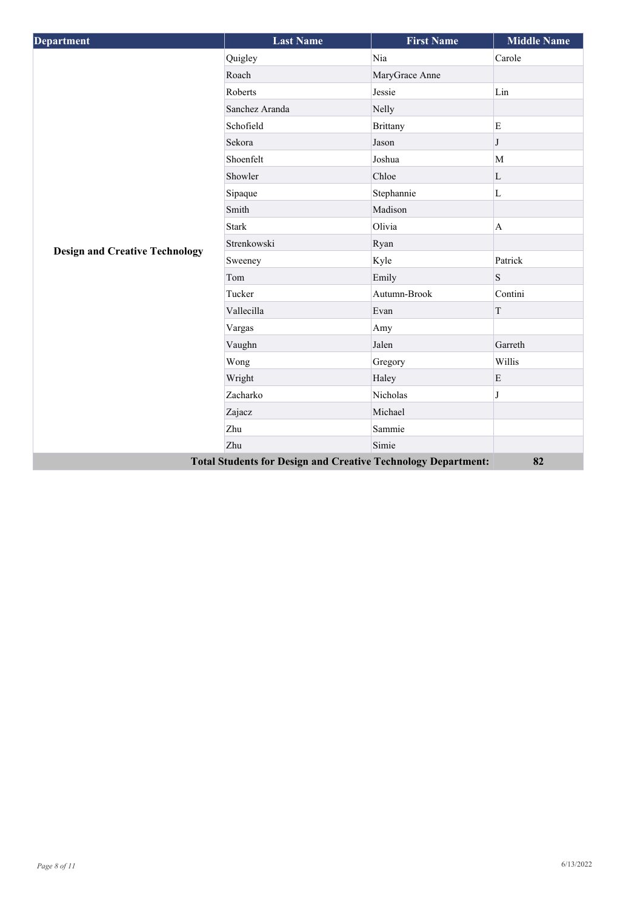| Department | Last Name | First Name | Middle Name |
| --- | --- | --- | --- |
| Design and Creative Technology | Quigley | Nia | Carole |
| | Roach | MaryGrace Anne | |
| | Roberts | Jessie | Lin |
| | Sanchez Aranda | Nelly | |
| | Schofield | Brittany | E |
| | Sekora | Jason | J |
| | Shoenfelt | Joshua | M |
| | Showler | Chloe | L |
| | Sipaque | Stephannie | L |
| | Smith | Madison | |
| | Stark | Olivia | A |
| | Strenkowski | Ryan | |
| | Sweeney | Kyle | Patrick |
| | Tom | Emily | S |
| | Tucker | Autumn-Brook | Contini |
| | Vallecilla | Evan | T |
| | Vargas | Amy | |
| | Vaughn | Jalen | Garreth |
| | Wong | Gregory | Willis |
| | Wright | Haley | E |
| | Zacharko | Nicholas | J |
| | Zajacz | Michael | |
| | Zhu | Sammie | |
| | Zhu | Simie | |
| **Total Students for Design and Creative Technology Department:** | | | **82** |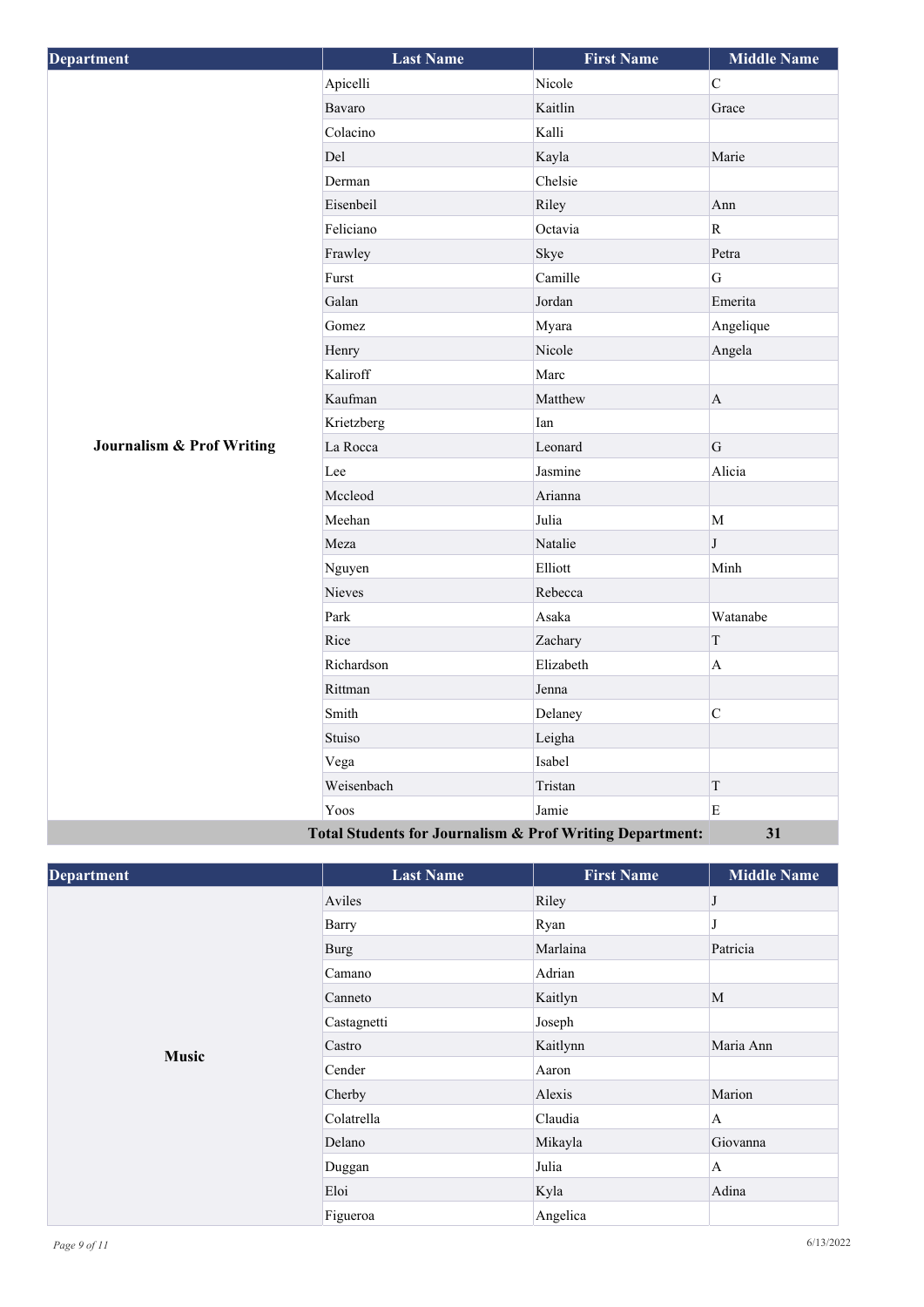| Department | Last Name | First Name | Middle Name |
|---|---|---|---|
| Journalism & Prof Writing | Apicelli | Nicole | C |
| | Bavaro | Kaitlin | Grace |
| | Colacino | Kalli | |
| | Del | Kayla | Marie |
| | Derman | Chelsie | |
| | Eisenbeil | Riley | Ann |
| | Feliciano | Octavia | R |
| | Frawley | Skye | Petra |
| | Furst | Camille | G |
| | Galan | Jordan | Emerita |
| | Gomez | Myara | Angelique |
| | Henry | Nicole | Angela |
| | Kaliroff | Marc | |
| | Kaufman | Matthew | A |
| | Krietzberg | Ian | |
| | La Rocca | Leonard | G |
| | Lee | Jasmine | Alicia |
| | Mccleod | Arianna | |
| | Meehan | Julia | M |
| | Meza | Natalie | J |
| | Nguyen | Elliott | Minh |
| | Nieves | Rebecca | |
| | Park | Asaka | Watanabe |
| | Rice | Zachary | T |
| | Richardson | Elizabeth | A |
| | Rittman | Jenna | |
| | Smith | Delaney | C |
| | Stuiso | Leigha | |
| | Vega | Isabel | |
| | Weisenbach | Tristan | T |
| | Yoos | Jamie | E |
| **Total Students for Journalism & Prof Writing Department:** | | | **31** |

| Department | Last Name | First Name | Middle Name |
|---|---|---|---|
| Music | Aviles | Riley | J |
| | Barry | Ryan | J |
| | Burg | Marlaina | Patricia |
| | Camano | Adrian | |
| | Canneto | Kaitlyn | M |
| | Castagnetti | Joseph | |
| | Castro | Kaitlynn | Maria Ann |
| | Cender | Aaron | |
| | Cherby | Alexis | Marion |
| | Colatrella | Claudia | A |
| | Delano | Mikayla | Giovanna |
| | Duggan | Julia | A |
| | Eloi | Kyla | Adina |
| | Figueroa | Angelica | |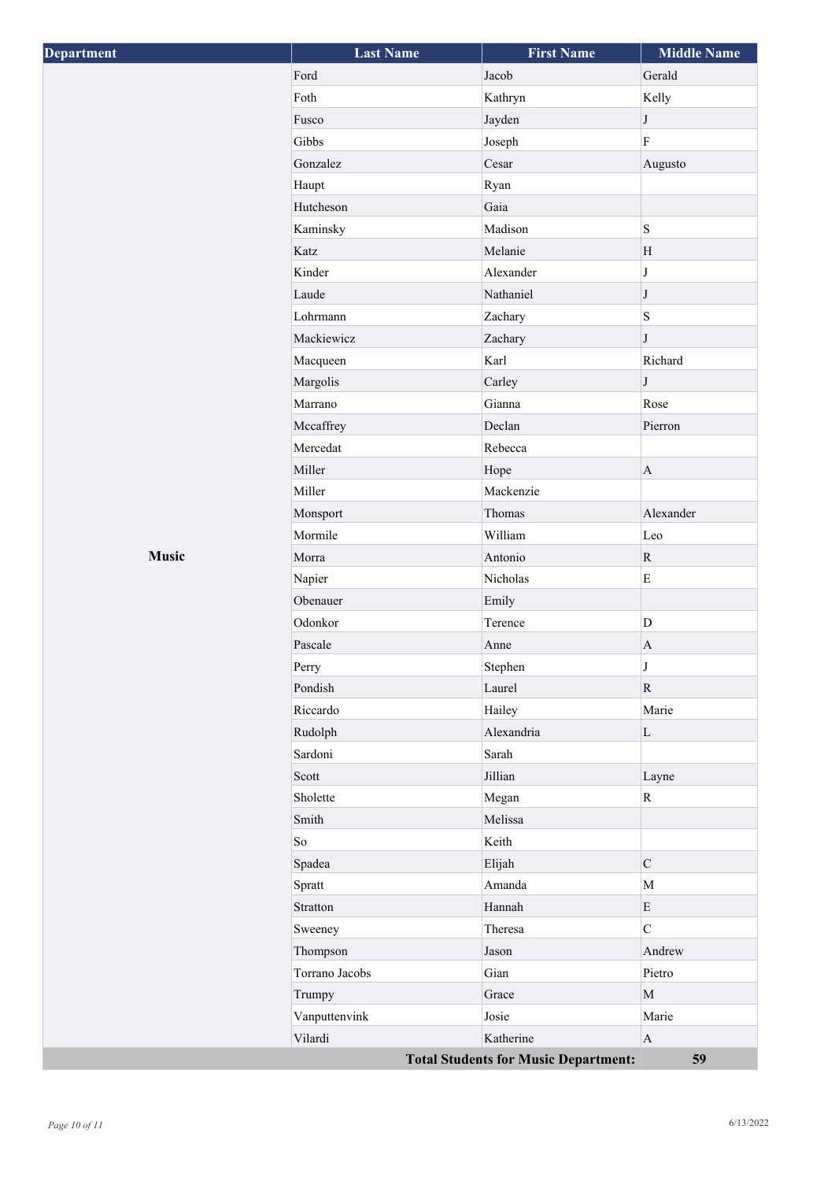| Department | Last Name | First Name | Middle Name |
|---|---|---|---|
| Music | Ford | Jacob | Gerald |
| | Foth | Kathryn | Kelly |
| | Fusco | Jayden | J |
| | Gibbs | Joseph | F |
| | Gonzalez | Cesar | Augusto |
| | Haupt | Ryan | |
| | Hutcheson | Gaia | |
| | Kaminsky | Madison | S |
| | Katz | Melanie | H |
| | Kinder | Alexander | J |
| | Laude | Nathaniel | J |
| | Lohrmann | Zachary | S |
| | Mackiewicz | Zachary | J |
| | Macqueen | Karl | Richard |
| | Margolis | Carley | J |
| | Marrano | Gianna | Rose |
| | Mccaffrey | Declan | Pierron |
| | Mercedat | Rebecca | |
| | Miller | Hope | A |
| | Miller | Mackenzie | |
| | Monsport | Thomas | Alexander |
| | Mormile | William | Leo |
| | Morra | Antonio | R |
| | Napier | Nicholas | E |
| | Obenauer | Emily | |
| | Odonkor | Terence | D |
| | Pascale | Anne | A |
| | Perry | Stephen | J |
| | Pondish | Laurel | R |
| | Riccardo | Hailey | Marie |
| | Rudolph | Alexandria | L |
| | Sardoni | Sarah | |
| | Scott | Jillian | Layne |
| | Sholette | Megan | R |
| | Smith | Melissa | |
| | So | Keith | |
| | Spadea | Elijah | C |
| | Spratt | Amanda | M |
| | Stratton | Hannah | E |
| | Sweeney | Theresa | C |
| | Thompson | Jason | Andrew |
| | Torrano Jacobs | Gian | Pietro |
| | Trumpy | Grace | M |
| | Vanputtenvink | Josie | Marie |
| | Vilardi | Katherine | A |
| | | **Total Students for Music Department:** | **59** |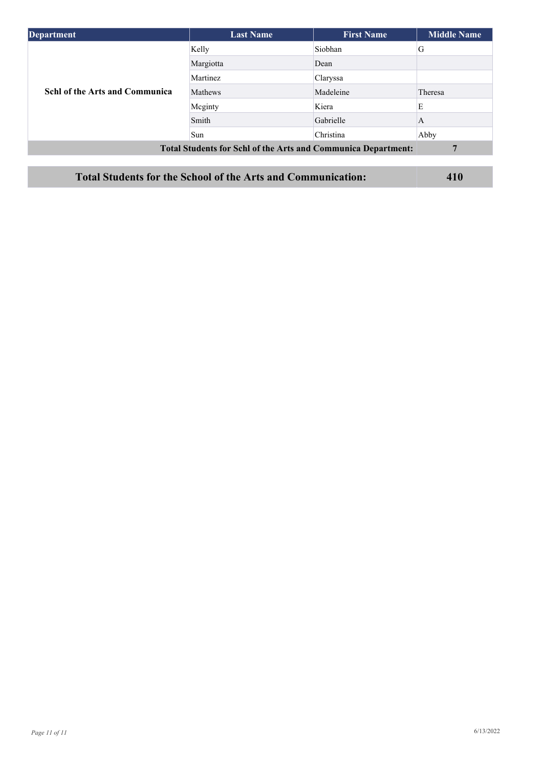| Department | Last Name | First Name | Middle Name |
|---|---|---|---|
| **Schl of the Arts and Communica** | Kelly | Siobhan | G |
| | Margiotta | Dean | |
| | Martinez | Claryssa | |
| | Mathews | Madeleine | Theresa |
| | Mcginty | Kiera | E |
| | Smith | Gabrielle | A |
| | Sun | Christina | Abby |
| **Total Students for Schl of the Arts and Communica Department:** | | | **7** |

| | |
|---|---|
| **Total Students for the School of the Arts and Communication:** | **410** |